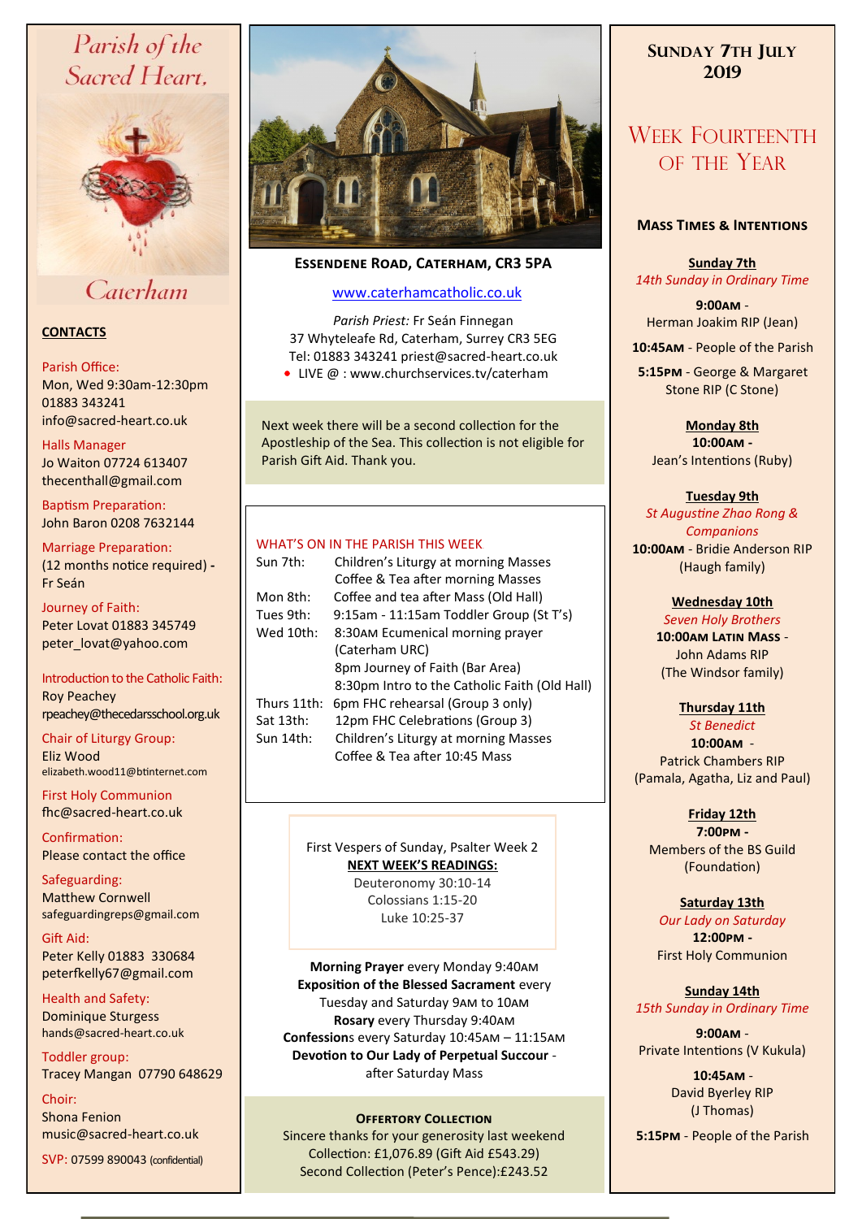# Parish of the Sacred Heart, Caterham

## CONTACTS

Parish Office:
Mon, Wed 9:30am-12:30pm
01883 343241
info@sacred-heart.co.uk

Halls Manager
Jo Waiton 07724 613407
thecenthall@gmail.com

Baptism Preparation:
John Baron 0208 7632144

Marriage Preparation:
(12 months notice required) - Fr Seán

Journey of Faith:
Peter Lovat 01883 345749
peter_lovat@yahoo.com

Introduction to the Catholic Faith:
Roy Peachey
rpeachey@thecedarsschool.org.uk

Chair of Liturgy Group:
Eliz Wood
elizabeth.wood11@btinternet.com

First Holy Communion
fhc@sacred-heart.co.uk

Confirmation:
Please contact the office

Safeguarding:
Matthew Cornwell
safeguardingreps@gmail.com

Gift Aid:
Peter Kelly 01883 330684
peterfkelly67@gmail.com

Health and Safety:
Dominique Sturgess
hands@sacred-heart.co.uk

Toddler group:
Tracey Mangan 07790 648629

Choir:
Shona Fenion
music@sacred-heart.co.uk

SVP: 07599 890043 (confidential)

**ESSENDENE ROAD, CATERHAM, CR3 5PA**

www.caterhamcatholic.co.uk

*Parish Priest:* Fr Seán Finnegan
37 Whyteleafe Rd, Caterham, Surrey CR3 5EG
Tel: 01883 343241 priest@sacred-heart.co.uk
- LIVE @ : www.churchservices.tv/caterham

Next week there will be a second collection for the Apostleship of the Sea. This collection is not eligible for Parish Gift Aid. Thank you.

### WHAT'S ON IN THE PARISH THIS WEEK

| | |
|---|---|
| Sun 7th: | Children's Liturgy at morning Masses<br>Coffee & Tea after morning Masses |
| Mon 8th: | Coffee and tea after Mass (Old Hall) |
| Tues 9th: | 9:15am - 11:15am Toddler Group (St T's) |
| Wed 10th: | 8:30AM Ecumenical morning prayer (Caterham URC)<br>8pm Journey of Faith (Bar Area)<br>8:30pm Intro to the Catholic Faith (Old Hall) |
| Thurs 11th: | 6pm FHC rehearsal (Group 3 only) |
| Sat 13th: | 12pm FHC Celebrations (Group 3) |
| Sun 14th: | Children's Liturgy at morning Masses<br>Coffee & Tea after 10:45 Mass |

First Vespers of Sunday, Psalter Week 2

**NEXT WEEK'S READINGS:**
Deuteronomy 30:10-14
Colossians 1:15-20
Luke 10:25-37

**Morning Prayer** every Monday 9:40AM
**Exposition of the Blessed Sacrament** every Tuesday and Saturday 9AM to 10AM
**Rosary** every Thursday 9:40AM
**Confessions** every Saturday 10:45AM – 11:15AM
**Devotion to Our Lady of Perpetual Succour** - after Saturday Mass

**OFFERTORY COLLECTION**
Sincere thanks for your generosity last weekend
Collection: £1,076.89 (Gift Aid £543.29)
Second Collection (Peter's Pence):£243.52

## SUNDAY 7TH JULY 2019

# WEEK FOURTEENTH OF THE YEAR

### MASS TIMES & INTENTIONS

**Sunday 7th**
*14th Sunday in Ordinary Time*
**9:00AM** - Herman Joakim RIP (Jean)
**10:45AM** - People of the Parish
**5:15PM** - George & Margaret Stone RIP (C Stone)

**Monday 8th**
**10:00AM** - Jean's Intentions (Ruby)

**Tuesday 9th**
*St Augustine Zhao Rong & Companions*
**10:00AM** - Bridie Anderson RIP (Haugh family)

**Wednesday 10th**
*Seven Holy Brothers*
**10:00AM LATIN MASS** - John Adams RIP (The Windsor family)

**Thursday 11th**
*St Benedict*
**10:00AM** - Patrick Chambers RIP (Pamala, Agatha, Liz and Paul)

**Friday 12th**
**7:00PM** - Members of the BS Guild (Foundation)

**Saturday 13th**
*Our Lady on Saturday*
**12:00PM** - First Holy Communion

**Sunday 14th**
*15th Sunday in Ordinary Time*
**9:00AM** - Private Intentions (V Kukula)
**10:45AM** - David Byerley RIP (J Thomas)
**5:15PM** - People of the Parish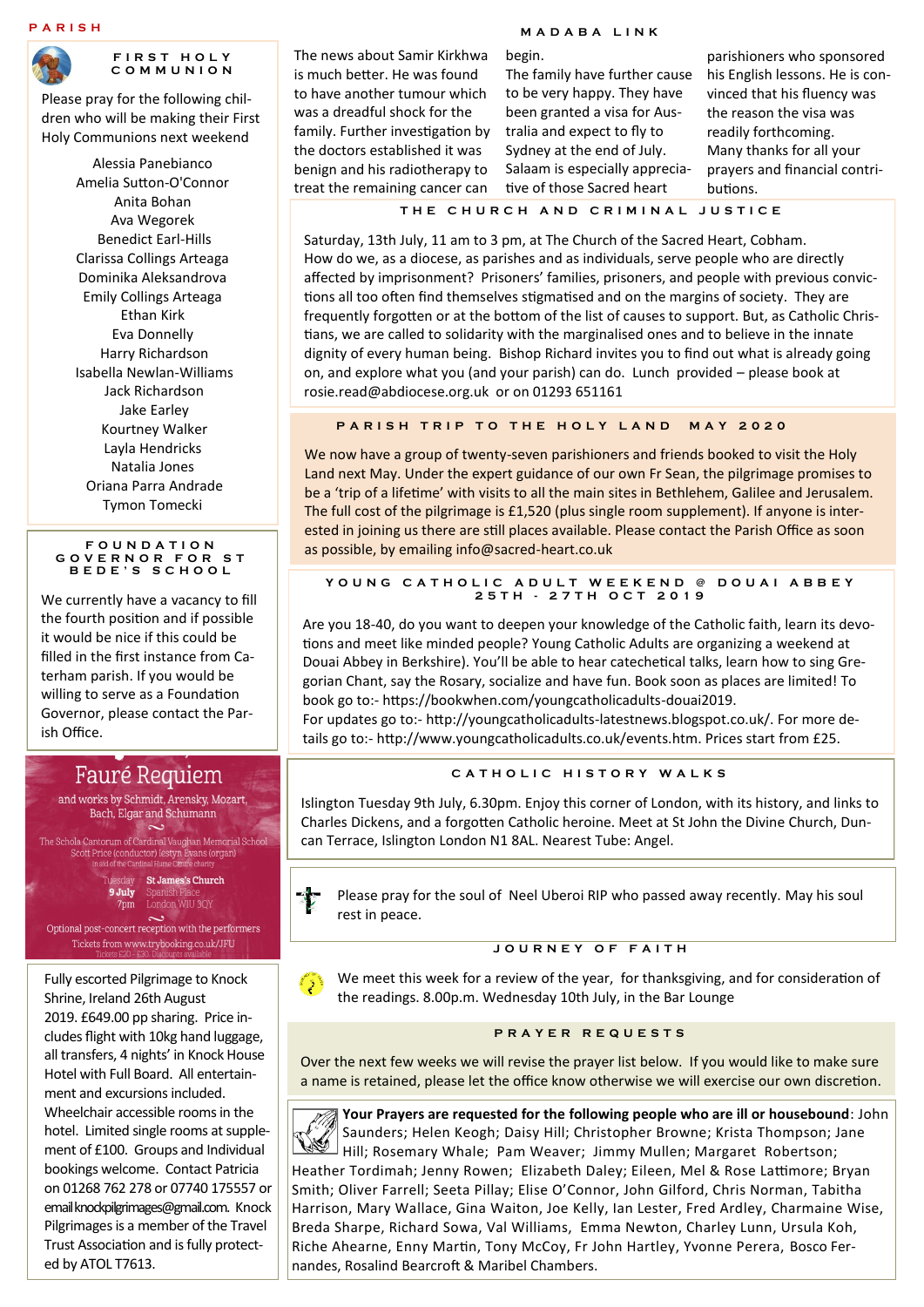## PARISH

### FIRST HOLY COMMUNION

Please pray for the following children who will be making their First Holy Communions next weekend

Alessia Panebianco
Amelia Sutton-O'Connor
Anita Bohan
Ava Wegorek
Benedict Earl-Hills
Clarissa Collings Arteaga
Dominika Aleksandrova
Emily Collings Arteaga
Ethan Kirk
Eva Donnelly
Harry Richardson
Isabella Newlan-Williams
Jack Richardson
Jake Earley
Kourtney Walker
Layla Hendricks
Natalia Jones
Oriana Parra Andrade
Tymon Tomecki

### FOUNDATION GOVERNOR FOR ST BEDE'S SCHOOL

We currently have a vacancy to fill the fourth position and if possible it would be nice if this could be filled in the first instance from Caterham parish. If you would be willing to serve as a Foundation Governor, please contact the Parish Office.

### Fauré Requiem

and works by Schmidt, Arensky, Mozart, Bach, Elgar and Schumann

The Schola Cantorum of Cardinal Vaughan Memorial School
Scott Price (conductor) Iestyn Evans (organ)
in aid of the Cardinal Hume Centre charity

Tuesday 9 July 7pm — St James's Church, Spanish Place, London W1U 3QY

Optional post-concert reception with the performers
Tickets from www.trybooking.co.uk/JFU
Tickets £20 - £30. Discounts available

Fully escorted Pilgrimage to Knock Shrine, Ireland 26th August 2019. £649.00 pp sharing. Price includes flight with 10kg hand luggage, all transfers, 4 nights' in Knock House Hotel with Full Board. All entertainment and excursions included. Wheelchair accessible rooms in the hotel. Limited single rooms at supplement of £100. Groups and Individual bookings welcome. Contact Patricia on 01268 762 278 or 07740 175557 or email knockpilgrimages@gmail.com. Knock Pilgrimages is a member of the Travel Trust Association and is fully protected by ATOL T7613.

### MADABA LINK

The news about Samir Kirkhwa is much better. He was found to have another tumour which was a dreadful shock for the family. Further investigation by the doctors established it was benign and his radiotherapy to treat the remaining cancer can begin.
The family have further cause to be very happy. They have been granted a visa for Australia and expect to fly to Sydney at the end of July. Salaam is especially appreciative of those Sacred heart parishioners who sponsored his English lessons. He is convinced that his fluency was the reason the visa was readily forthcoming.
Many thanks for all your prayers and financial contributions.

### THE CHURCH AND CRIMINAL JUSTICE

Saturday, 13th July, 11 am to 3 pm, at The Church of the Sacred Heart, Cobham.
How do we, as a diocese, as parishes and as individuals, serve people who are directly affected by imprisonment? Prisoners' families, prisoners, and people with previous convictions all too often find themselves stigmatised and on the margins of society. They are frequently forgotten or at the bottom of the list of causes to support. But, as Catholic Christians, we are called to solidarity with the marginalised ones and to believe in the innate dignity of every human being. Bishop Richard invites you to find out what is already going on, and explore what you (and your parish) can do. Lunch provided – please book at rosie.read@abdiocese.org.uk or on 01293 651161

### PARISH TRIP TO THE HOLY LAND MAY 2020

We now have a group of twenty-seven parishioners and friends booked to visit the Holy Land next May. Under the expert guidance of our own Fr Sean, the pilgrimage promises to be a 'trip of a lifetime' with visits to all the main sites in Bethlehem, Galilee and Jerusalem. The full cost of the pilgrimage is £1,520 (plus single room supplement). If anyone is interested in joining us there are still places available. Please contact the Parish Office as soon as possible, by emailing info@sacred-heart.co.uk

### YOUNG CATHOLIC ADULT WEEKEND @ DOUAI ABBEY 25TH - 27TH OCT 2019

Are you 18-40, do you want to deepen your knowledge of the Catholic faith, learn its devotions and meet like minded people? Young Catholic Adults are organizing a weekend at Douai Abbey in Berkshire). You'll be able to hear catechetical talks, learn how to sing Gregorian Chant, say the Rosary, socialize and have fun. Book soon as places are limited! To book go to:- https://bookwhen.com/youngcatholicadults-douai2019.
For updates go to:- http://youngcatholicadults-latestnews.blogspot.co.uk/. For more details go to:- http://www.youngcatholicadults.co.uk/events.htm. Prices start from £25.

### CATHOLIC HISTORY WALKS

Islington Tuesday 9th July, 6.30pm. Enjoy this corner of London, with its history, and links to Charles Dickens, and a forgotten Catholic heroine. Meet at St John the Divine Church, Duncan Terrace, Islington London N1 8AL. Nearest Tube: Angel.

Please pray for the soul of Neel Uberoi RIP who passed away recently. May his soul rest in peace.

### JOURNEY OF FAITH

We meet this week for a review of the year, for thanksgiving, and for consideration of the readings. 8.00p.m. Wednesday 10th July, in the Bar Lounge

### PRAYER REQUESTS

Over the next few weeks we will revise the prayer list below. If you would like to make sure a name is retained, please let the office know otherwise we will exercise our own discretion.

**Your Prayers are requested for the following people who are ill or housebound**: John Saunders; Helen Keogh; Daisy Hill; Christopher Browne; Krista Thompson; Jane Hill; Rosemary Whale; Pam Weaver; Jimmy Mullen; Margaret Robertson; Heather Tordimah; Jenny Rowen; Elizabeth Daley; Eileen, Mel & Rose Lattimore; Bryan Smith; Oliver Farrell; Seeta Pillay; Elise O'Connor, John Gilford, Chris Norman, Tabitha Harrison, Mary Wallace, Gina Waiton, Joe Kelly, Ian Lester, Fred Ardley, Charmaine Wise, Breda Sharpe, Richard Sowa, Val Williams, Emma Newton, Charley Lunn, Ursula Koh, Riche Ahearne, Enny Martin, Tony McCoy, Fr John Hartley, Yvonne Perera, Bosco Fernandes, Rosalind Bearcroft & Maribel Chambers.